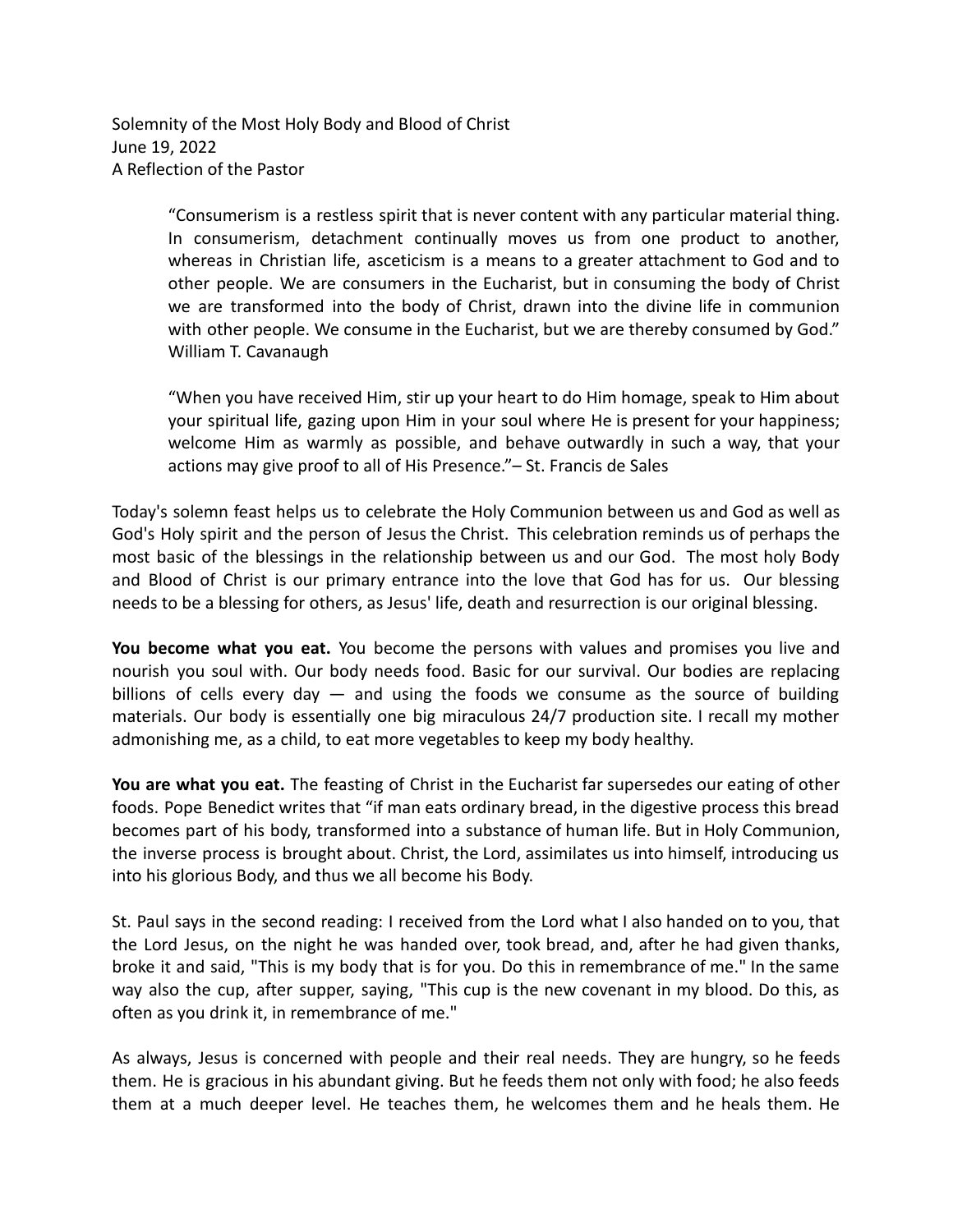Solemnity of the Most Holy Body and Blood of Christ
June 19, 2022
A Reflection of the Pastor

> "Consumerism is a restless spirit that is never content with any particular material thing. In consumerism, detachment continually moves us from one product to another, whereas in Christian life, asceticism is a means to a greater attachment to God and to other people. We are consumers in the Eucharist, but in consuming the body of Christ we are transformed into the body of Christ, drawn into the divine life in communion with other people. We consume in the Eucharist, but we are thereby consumed by God."
> William T. Cavanaugh

> "When you have received Him, stir up your heart to do Him homage, speak to Him about your spiritual life, gazing upon Him in your soul where He is present for your happiness; welcome Him as warmly as possible, and behave outwardly in such a way, that your actions may give proof to all of His Presence."– St. Francis de Sales

Today's solemn feast helps us to celebrate the Holy Communion between us and God as well as God's Holy spirit and the person of Jesus the Christ. This celebration reminds us of perhaps the most basic of the blessings in the relationship between us and our God. The most holy Body and Blood of Christ is our primary entrance into the love that God has for us. Our blessing needs to be a blessing for others, as Jesus' life, death and resurrection is our original blessing.

**You become what you eat.** You become the persons with values and promises you live and nourish you soul with. Our body needs food. Basic for our survival. Our bodies are replacing billions of cells every day — and using the foods we consume as the source of building materials. Our body is essentially one big miraculous 24/7 production site. I recall my mother admonishing me, as a child, to eat more vegetables to keep my body healthy.

**You are what you eat.** The feasting of Christ in the Eucharist far supersedes our eating of other foods. Pope Benedict writes that "if man eats ordinary bread, in the digestive process this bread becomes part of his body, transformed into a substance of human life. But in Holy Communion, the inverse process is brought about. Christ, the Lord, assimilates us into himself, introducing us into his glorious Body, and thus we all become his Body.

St. Paul says in the second reading: I received from the Lord what I also handed on to you, that the Lord Jesus, on the night he was handed over, took bread, and, after he had given thanks, broke it and said, "This is my body that is for you. Do this in remembrance of me." In the same way also the cup, after supper, saying, "This cup is the new covenant in my blood. Do this, as often as you drink it, in remembrance of me."

As always, Jesus is concerned with people and their real needs. They are hungry, so he feeds them. He is gracious in his abundant giving. But he feeds them not only with food; he also feeds them at a much deeper level. He teaches them, he welcomes them and he heals them. He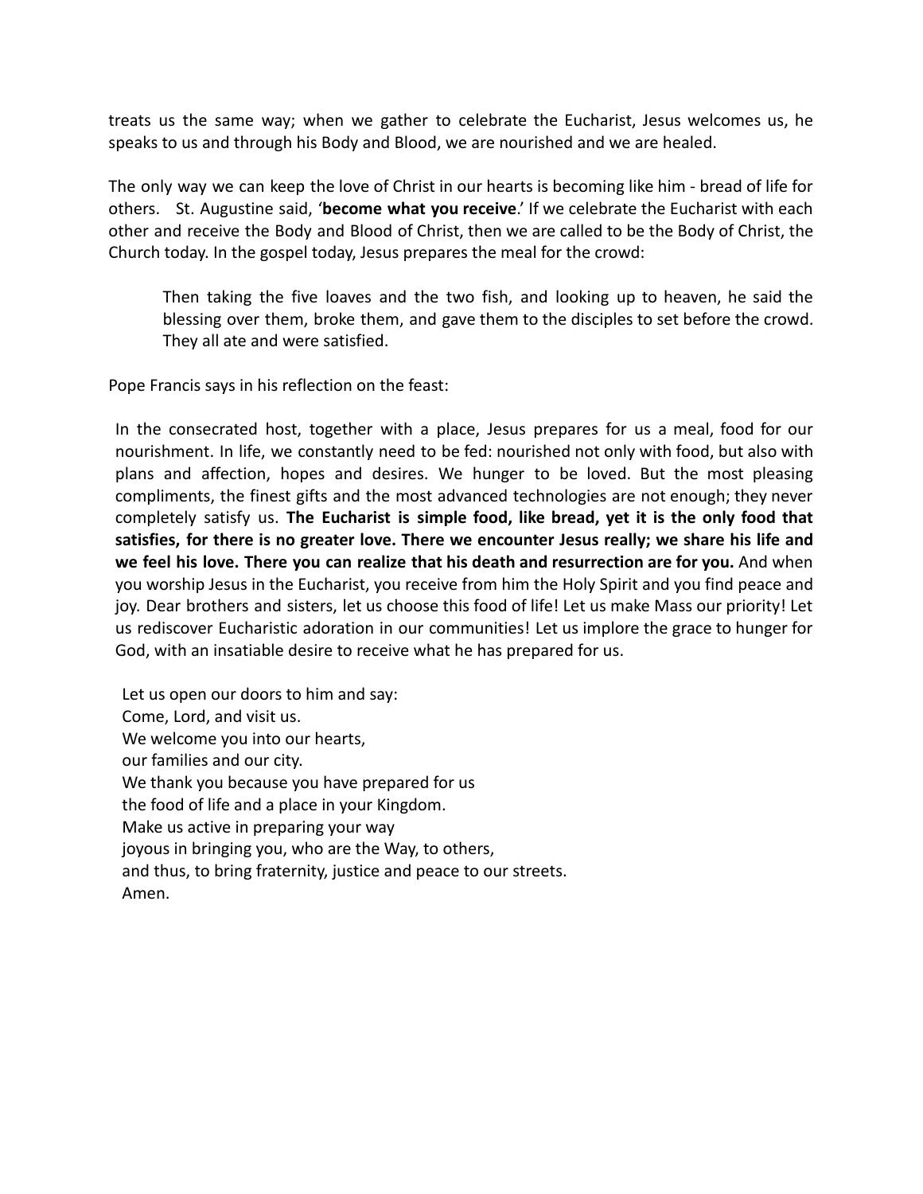treats us the same way; when we gather to celebrate the Eucharist, Jesus welcomes us, he speaks to us and through his Body and Blood, we are nourished and we are healed.

The only way we can keep the love of Christ in our hearts is becoming like him - bread of life for others. St. Augustine said, '**become what you receive**.' If we celebrate the Eucharist with each other and receive the Body and Blood of Christ, then we are called to be the Body of Christ, the Church today. In the gospel today, Jesus prepares the meal for the crowd:

> Then taking the five loaves and the two fish, and looking up to heaven, he said the blessing over them, broke them, and gave them to the disciples to set before the crowd. They all ate and were satisfied.

Pope Francis says in his reflection on the feast:

In the consecrated host, together with a place, Jesus prepares for us a meal, food for our nourishment. In life, we constantly need to be fed: nourished not only with food, but also with plans and affection, hopes and desires. We hunger to be loved. But the most pleasing compliments, the finest gifts and the most advanced technologies are not enough; they never completely satisfy us. **The Eucharist is simple food, like bread, yet it is the only food that satisfies, for there is no greater love. There we encounter Jesus really; we share his life and we feel his love. There you can realize that his death and resurrection are for you.** And when you worship Jesus in the Eucharist, you receive from him the Holy Spirit and you find peace and joy. Dear brothers and sisters, let us choose this food of life! Let us make Mass our priority! Let us rediscover Eucharistic adoration in our communities! Let us implore the grace to hunger for God, with an insatiable desire to receive what he has prepared for us.

Let us open our doors to him and say:
Come, Lord, and visit us.
We welcome you into our hearts,
our families and our city.
We thank you because you have prepared for us
the food of life and a place in your Kingdom.
Make us active in preparing your way
joyous in bringing you, who are the Way, to others,
and thus, to bring fraternity, justice and peace to our streets.
Amen.